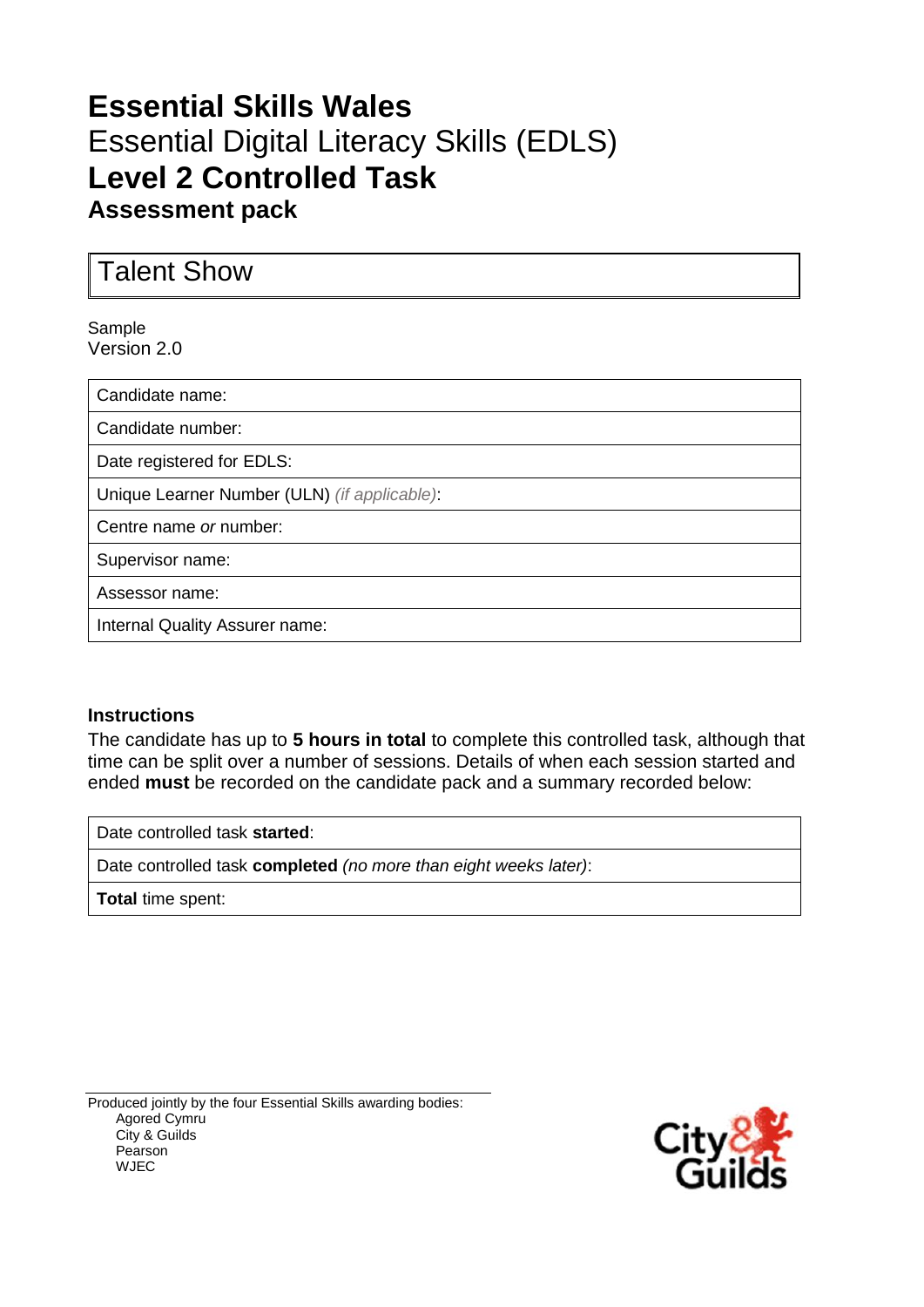# Essential Skills Wales

Essential Digital Literacy Skills (EDLS)

## Level 2 Controlled Task

### Assessment pack

| Talent Show |
|---|

Sample
Version 2.0

| Candidate name: |
|---|
| Candidate number: |
| Date registered for EDLS: |
| Unique Learner Number (ULN) *(if applicable)*: |
| Centre name *or* number: |
| Supervisor name: |
| Assessor name: |
| Internal Quality Assurer name: |

**Instructions**

The candidate has up to **5 hours in total** to complete this controlled task, although that time can be split over a number of sessions. Details of when each session started and ended **must** be recorded on the candidate pack and a summary recorded below:

| Date controlled task **started**: |
|---|
| Date controlled task **completed** *(no more than eight weeks later)*: |
| **Total** time spent: |

Produced jointly by the four Essential Skills awarding bodies:
- Agored Cymru
- City & Guilds
- Pearson
- WJEC

City & Guilds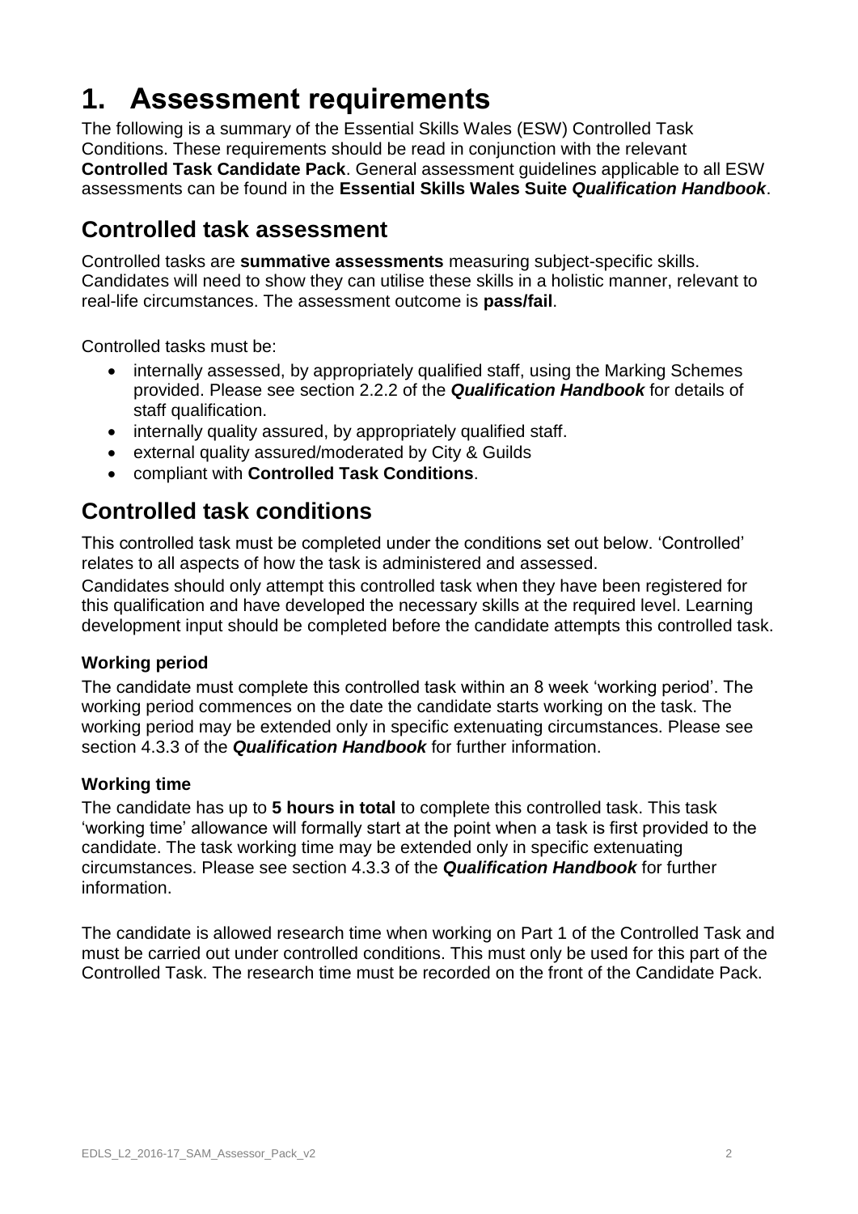# 1. Assessment requirements

The following is a summary of the Essential Skills Wales (ESW) Controlled Task Conditions. These requirements should be read in conjunction with the relevant **Controlled Task Candidate Pack**. General assessment guidelines applicable to all ESW assessments can be found in the **Essential Skills Wales Suite *Qualification Handbook***.

## Controlled task assessment

Controlled tasks are **summative assessments** measuring subject-specific skills. Candidates will need to show they can utilise these skills in a holistic manner, relevant to real-life circumstances. The assessment outcome is **pass/fail**.

Controlled tasks must be:

- internally assessed, by appropriately qualified staff, using the Marking Schemes provided. Please see section 2.2.2 of the ***Qualification Handbook*** for details of staff qualification.
- internally quality assured, by appropriately qualified staff.
- external quality assured/moderated by City & Guilds
- compliant with **Controlled Task Conditions**.

## Controlled task conditions

This controlled task must be completed under the conditions set out below. 'Controlled' relates to all aspects of how the task is administered and assessed.

Candidates should only attempt this controlled task when they have been registered for this qualification and have developed the necessary skills at the required level. Learning development input should be completed before the candidate attempts this controlled task.

### Working period

The candidate must complete this controlled task within an 8 week 'working period'. The working period commences on the date the candidate starts working on the task. The working period may be extended only in specific extenuating circumstances. Please see section 4.3.3 of the ***Qualification Handbook*** for further information.

### Working time

The candidate has up to **5 hours in total** to complete this controlled task. This task 'working time' allowance will formally start at the point when a task is first provided to the candidate. The task working time may be extended only in specific extenuating circumstances. Please see section 4.3.3 of the ***Qualification Handbook*** for further information.

The candidate is allowed research time when working on Part 1 of the Controlled Task and must be carried out under controlled conditions. This must only be used for this part of the Controlled Task. The research time must be recorded on the front of the Candidate Pack.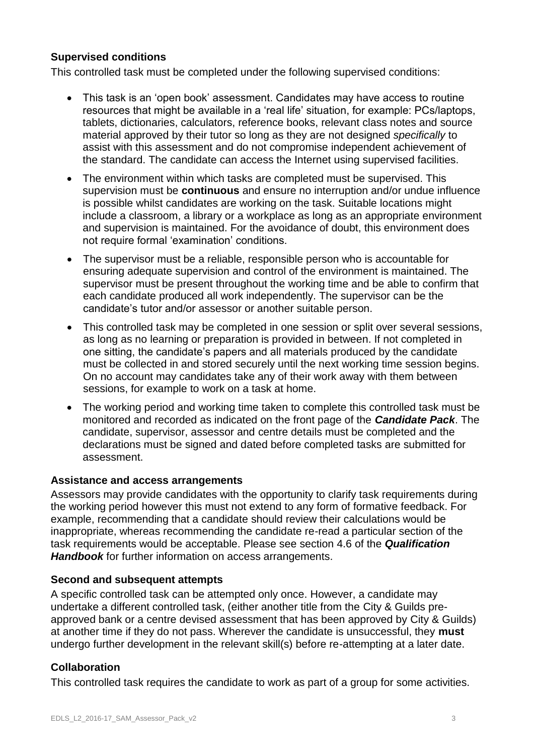## Supervised conditions

This controlled task must be completed under the following supervised conditions:

- This task is an 'open book' assessment. Candidates may have access to routine resources that might be available in a 'real life' situation, for example: PCs/laptops, tablets, dictionaries, calculators, reference books, relevant class notes and source material approved by their tutor so long as they are not designed *specifically* to assist with this assessment and do not compromise independent achievement of the standard. The candidate can access the Internet using supervised facilities.
- The environment within which tasks are completed must be supervised. This supervision must be **continuous** and ensure no interruption and/or undue influence is possible whilst candidates are working on the task. Suitable locations might include a classroom, a library or a workplace as long as an appropriate environment and supervision is maintained. For the avoidance of doubt, this environment does not require formal 'examination' conditions.
- The supervisor must be a reliable, responsible person who is accountable for ensuring adequate supervision and control of the environment is maintained. The supervisor must be present throughout the working time and be able to confirm that each candidate produced all work independently. The supervisor can be the candidate's tutor and/or assessor or another suitable person.
- This controlled task may be completed in one session or split over several sessions, as long as no learning or preparation is provided in between. If not completed in one sitting, the candidate's papers and all materials produced by the candidate must be collected in and stored securely until the next working time session begins. On no account may candidates take any of their work away with them between sessions, for example to work on a task at home.
- The working period and working time taken to complete this controlled task must be monitored and recorded as indicated on the front page of the ***Candidate Pack***. The candidate, supervisor, assessor and centre details must be completed and the declarations must be signed and dated before completed tasks are submitted for assessment.

## Assistance and access arrangements

Assessors may provide candidates with the opportunity to clarify task requirements during the working period however this must not extend to any form of formative feedback. For example, recommending that a candidate should review their calculations would be inappropriate, whereas recommending the candidate re-read a particular section of the task requirements would be acceptable. Please see section 4.6 of the ***Qualification Handbook*** for further information on access arrangements.

## Second and subsequent attempts

A specific controlled task can be attempted only once. However, a candidate may undertake a different controlled task, (either another title from the City & Guilds pre-approved bank or a centre devised assessment that has been approved by City & Guilds) at another time if they do not pass. Wherever the candidate is unsuccessful, they **must** undergo further development in the relevant skill(s) before re-attempting at a later date.

## Collaboration

This controlled task requires the candidate to work as part of a group for some activities.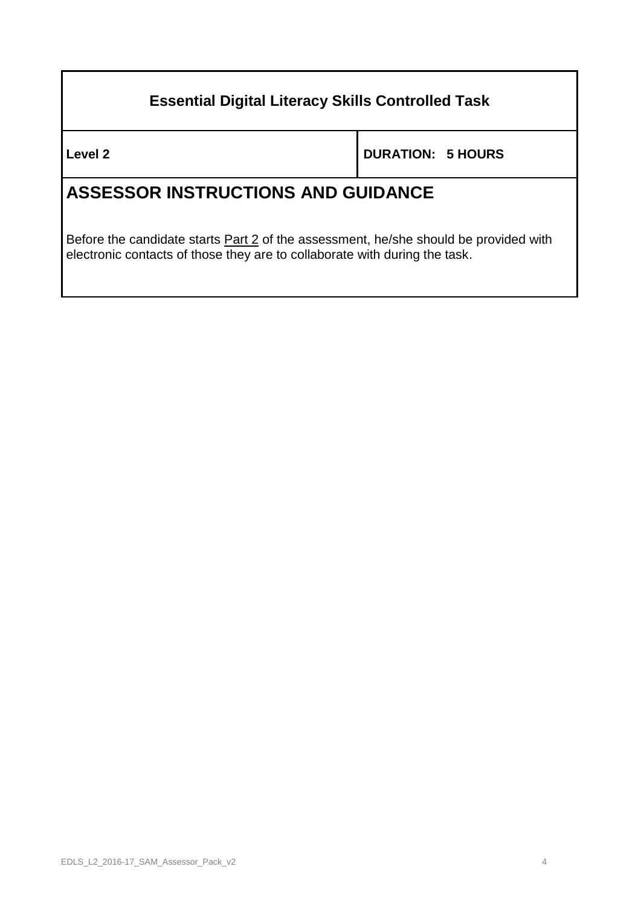| Essential Digital Literacy Skills Controlled Task | |
|---|---|
| **Level 2** | **DURATION: 5 HOURS** |

## ASSESSOR INSTRUCTIONS AND GUIDANCE

Before the candidate starts Part 2 of the assessment, he/she should be provided with electronic contacts of those they are to collaborate with during the task.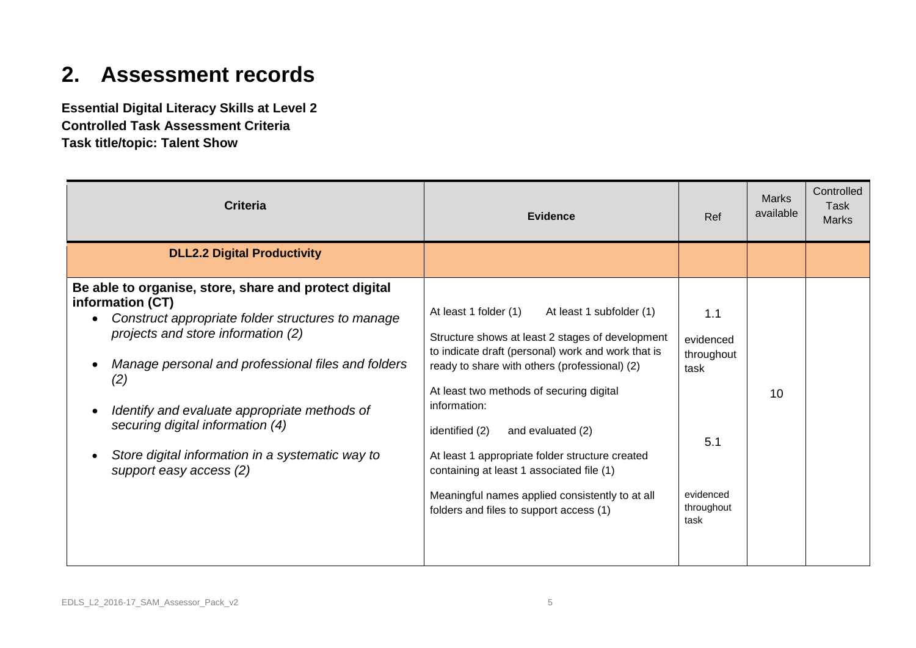## 2. Assessment records

**Essential Digital Literacy Skills at Level 2**
**Controlled Task Assessment Criteria**
**Task title/topic: Talent Show**

| Criteria | Evidence | Ref | Marks available | Controlled Task Marks |
|---|---|---|---|---|
| **DLL2.2 Digital Productivity** | | | | |
| **Be able to organise, store, share and protect digital information (CT)**<br>• *Construct appropriate folder structures to manage projects and store information (2)*<br>• *Manage personal and professional files and folders (2)*<br>• *Identify and evaluate appropriate methods of securing digital information (4)*<br>• *Store digital information in a systematic way to support easy access (2)* | At least 1 folder (1) At least 1 subfolder (1)<br>Structure shows at least 2 stages of development to indicate draft (personal) work and work that is ready to share with others (professional) (2)<br>At least two methods of securing digital information:<br>identified (2) and evaluated (2)<br>At least 1 appropriate folder structure created containing at least 1 associated file (1)<br>Meaningful names applied consistently to at all folders and files to support access (1) | 1.1<br>evidenced throughout task<br>5.1<br>evidenced throughout task | 10 | |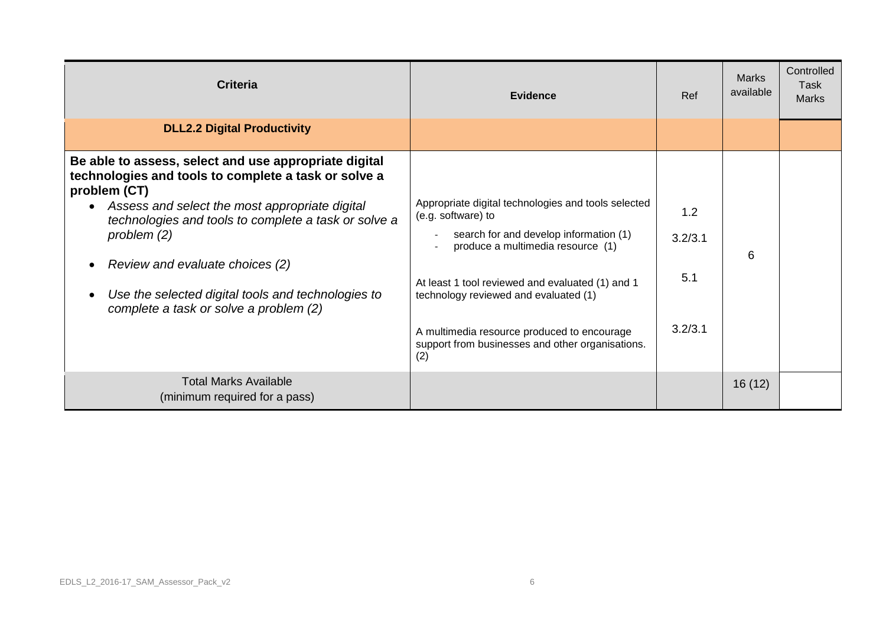| Criteria | Evidence | Ref | Marks available | Controlled Task Marks |
|---|---|---|---|---|
| **DLL2.2 Digital Productivity** | | | | |
| **Be able to assess, select and use appropriate digital technologies and tools to complete a task or solve a problem (CT)**<br>• *Assess and select the most appropriate digital technologies and tools to complete a task or solve a problem (2)*<br>• *Review and evaluate choices (2)*<br>• *Use the selected digital tools and technologies to complete a task or solve a problem (2)* | Appropriate digital technologies and tools selected (e.g. software) to<br>- search for and develop information (1)<br>- produce a multimedia resource (1)<br><br>At least 1 tool reviewed and evaluated (1) and 1 technology reviewed and evaluated (1)<br><br>A multimedia resource produced to encourage support from businesses and other organisations. (2) | 1.2<br>3.2/3.1<br><br>5.1<br><br>3.2/3.1 | 6 | |
| Total Marks Available<br>(minimum required for a pass) | | | 16 (12) | |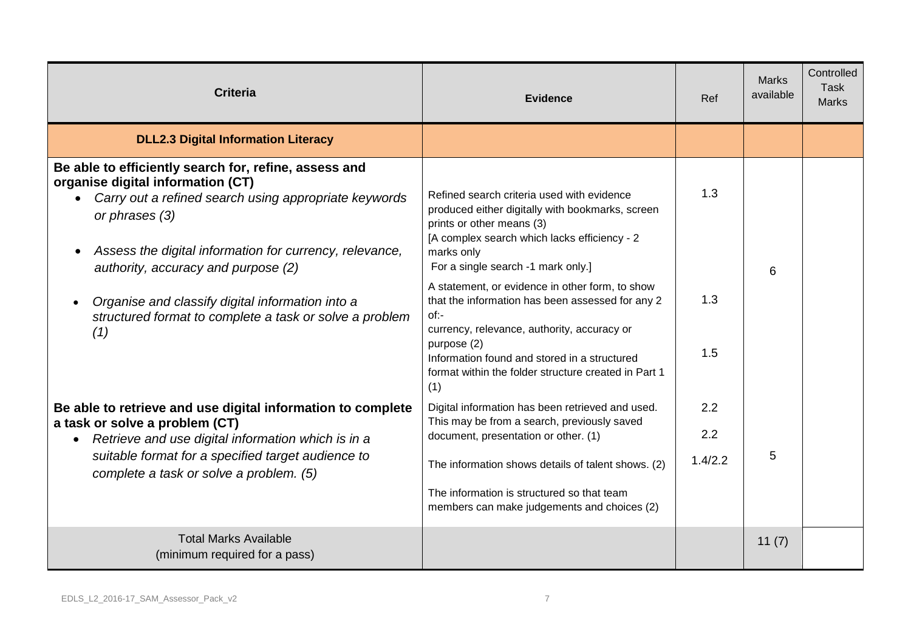| Criteria | Evidence | Ref | Marks available | Controlled Task Marks |
|---|---|---|---|---|
| **DLL2.3 Digital Information Literacy** | | | | |
| **Be able to efficiently search for, refine, assess and organise digital information (CT)**<br>• *Carry out a refined search using appropriate keywords or phrases (3)*<br>• *Assess the digital information for currency, relevance, authority, accuracy and purpose (2)*<br>• *Organise and classify digital information into a structured format to complete a task or solve a problem (1)* | Refined search criteria used with evidence produced either digitally with bookmarks, screen prints or other means (3)<br>[A complex search which lacks efficiency - 2 marks only<br>For a single search -1 mark only.]<br>A statement, or evidence in other form, to show that the information has been assessed for any 2 of:-<br>currency, relevance, authority, accuracy or purpose (2)<br>Information found and stored in a structured format within the folder structure created in Part 1 (1) | 1.3<br>1.3<br>1.5 | 6 | |
| **Be able to retrieve and use digital information to complete a task or solve a problem (CT)**<br>• *Retrieve and use digital information which is in a suitable format for a specified target audience to complete a task or solve a problem. (5)* | Digital information has been retrieved and used. This may be from a search, previously saved document, presentation or other. (1)<br>The information shows details of talent shows. (2)<br>The information is structured so that team members can make judgements and choices (2) | 2.2<br>2.2<br>1.4/2.2 | 5 | |
| Total Marks Available<br>(minimum required for a pass) | | | 11 (7) | |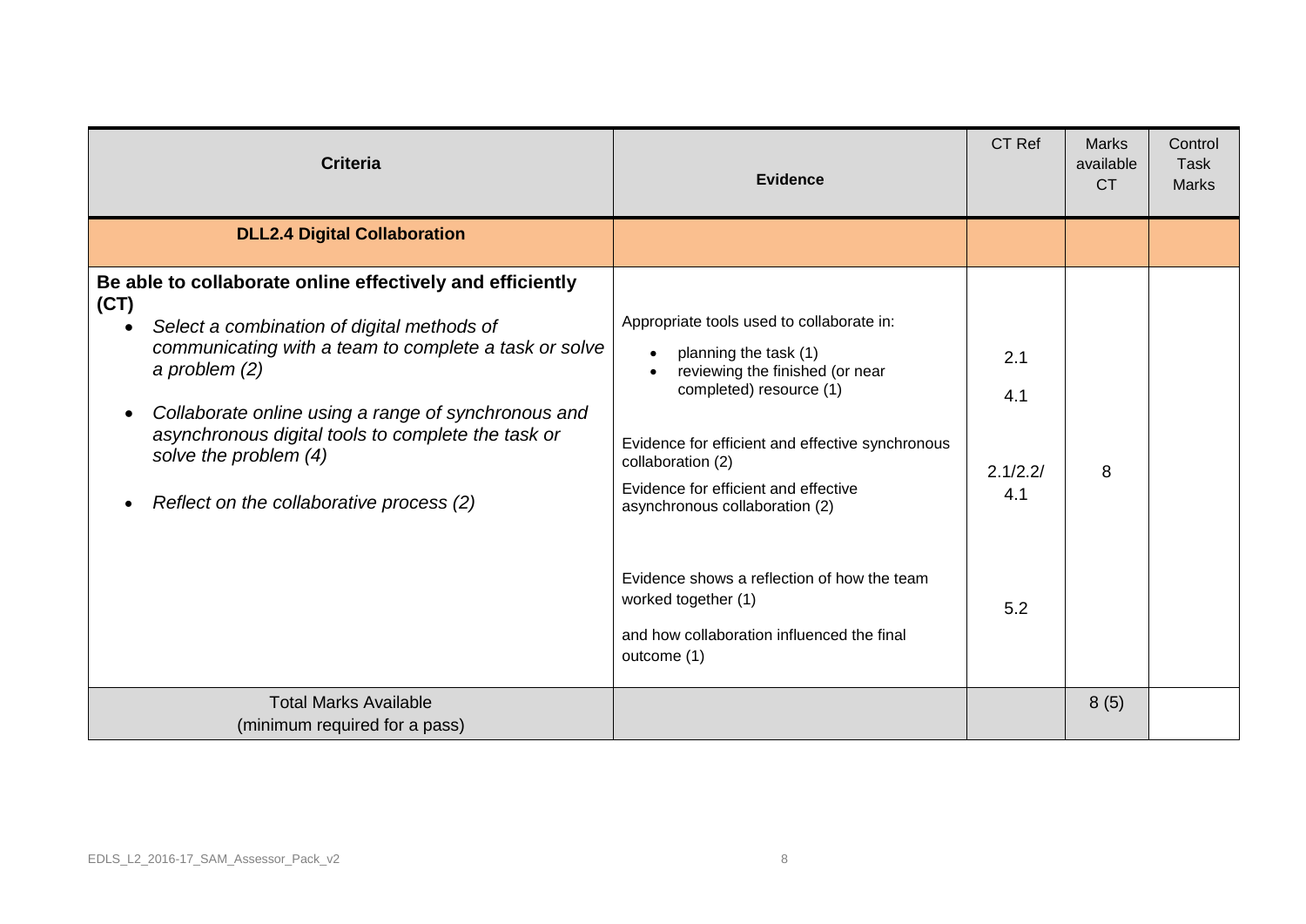| Criteria | Evidence | CT Ref | Marks available CT | Control Task Marks |
|---|---|---|---|---|
| **DLL2.4 Digital Collaboration** | | | | |
| **Be able to collaborate online effectively and efficiently (CT)**<br>• *Select a combination of digital methods of communicating with a team to complete a task or solve a problem (2)*<br>• *Collaborate online using a range of synchronous and asynchronous digital tools to complete the task or solve the problem (4)*<br>• *Reflect on the collaborative process (2)* | Appropriate tools used to collaborate in:<br>• planning the task (1)<br>• reviewing the finished (or near completed) resource (1)<br><br>Evidence for efficient and effective synchronous collaboration (2)<br>Evidence for efficient and effective asynchronous collaboration (2)<br><br>Evidence shows a reflection of how the team worked together (1)<br>and how collaboration influenced the final outcome (1) | 2.1<br>4.1<br><br>2.1/2.2/<br>4.1<br><br>5.2 | 8 | |
| Total Marks Available<br>(minimum required for a pass) | | | 8 (5) | |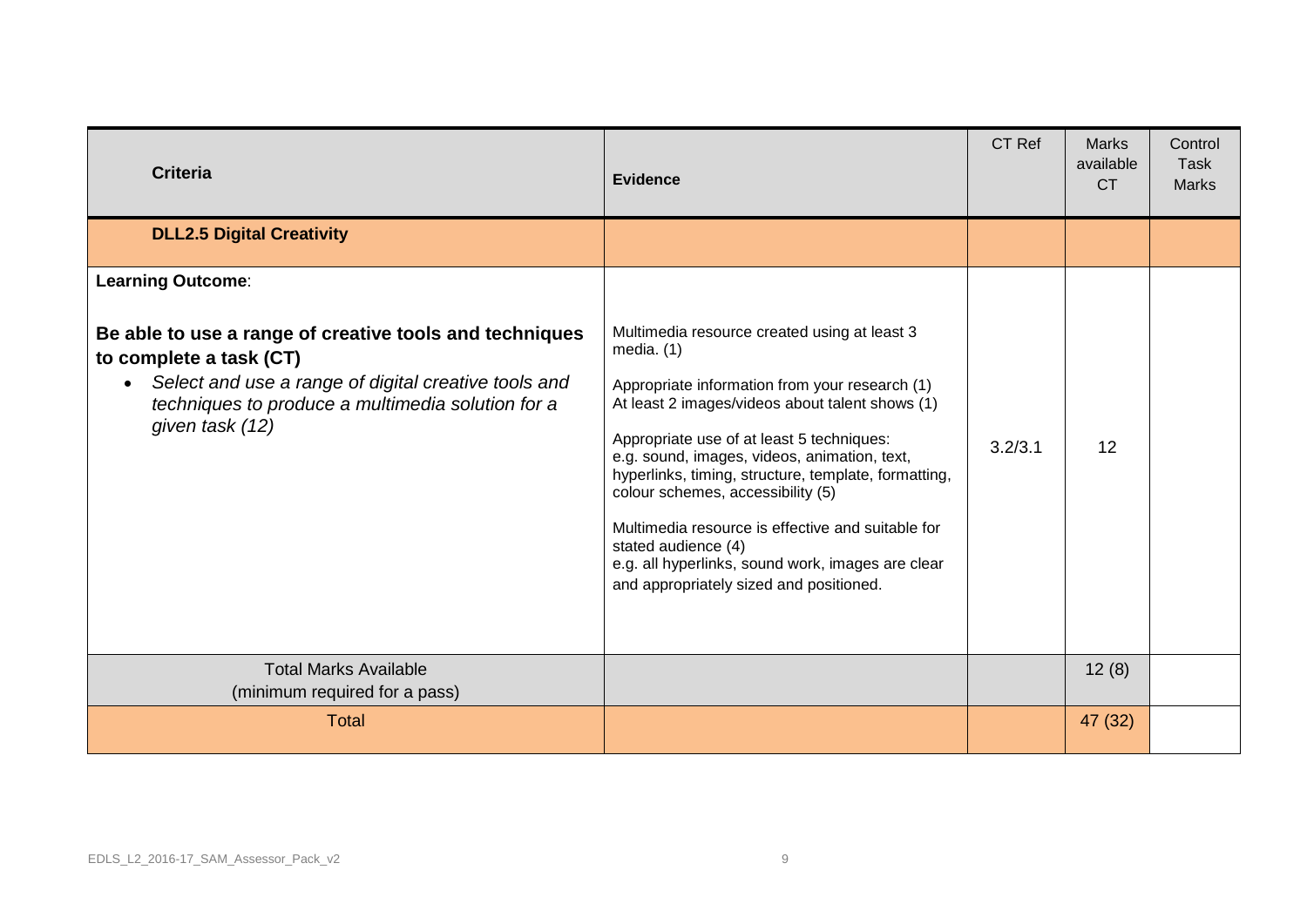| Criteria | Evidence | CT Ref | Marks available CT | Control Task Marks |
|---|---|---|---|---|
| **DLL2.5 Digital Creativity** | | | | |
| **Learning Outcome**:<br><br>**Be able to use a range of creative tools and techniques to complete a task (CT)**<br>• *Select and use a range of digital creative tools and techniques to produce a multimedia solution for a given task (12)* | Multimedia resource created using at least 3 media. (1)<br><br>Appropriate information from your research (1)<br>At least 2 images/videos about talent shows (1)<br><br>Appropriate use of at least 5 techniques:<br>e.g. sound, images, videos, animation, text, hyperlinks, timing, structure, template, formatting, colour schemes, accessibility (5)<br><br>Multimedia resource is effective and suitable for stated audience (4)<br>e.g. all hyperlinks, sound work, images are clear and appropriately sized and positioned. | 3.2/3.1 | 12 | |
| Total Marks Available<br>(minimum required for a pass) | | | 12 (8) | |
| Total | | | 47 (32) | |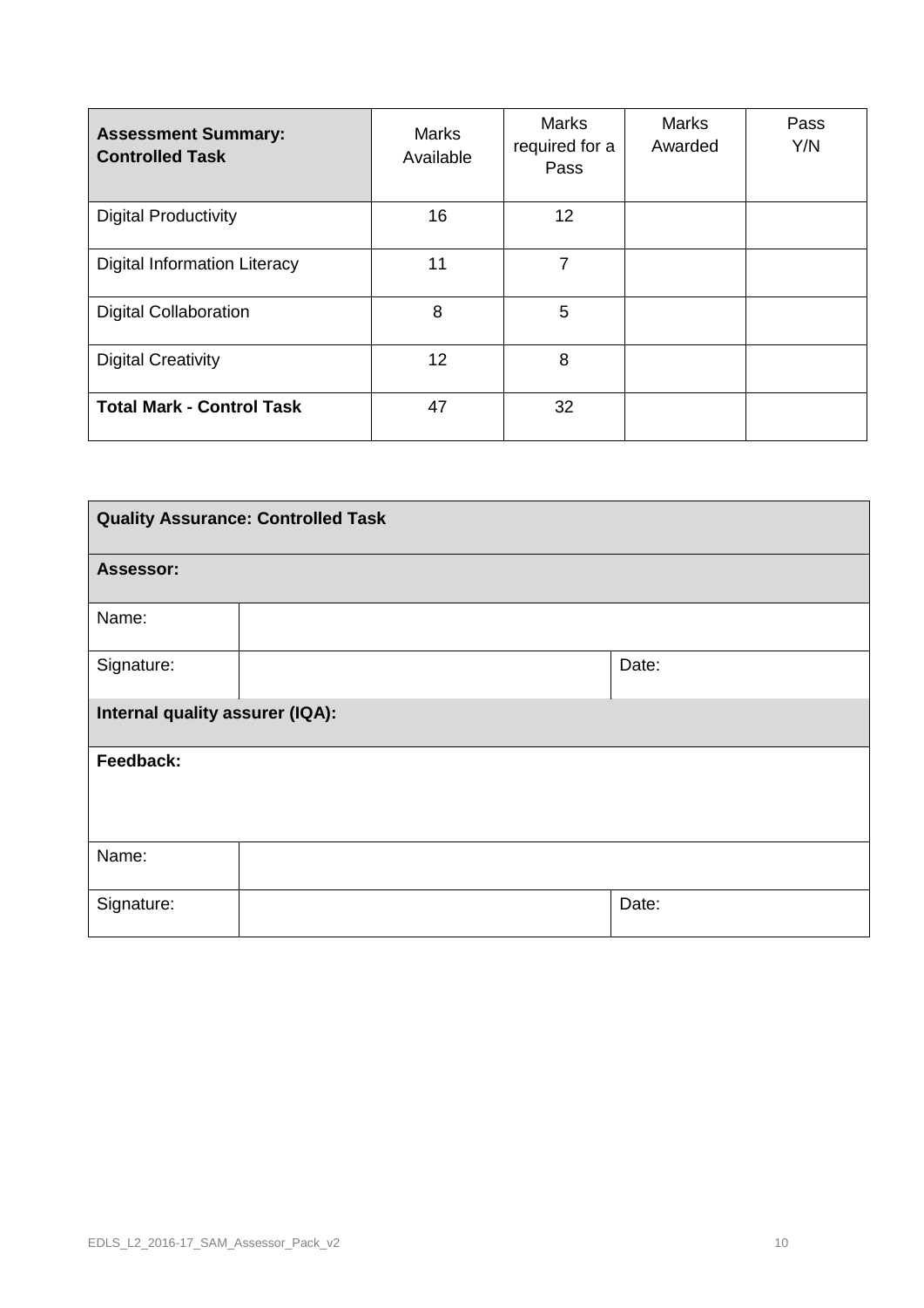| **Assessment Summary: Controlled Task** | Marks Available | Marks required for a Pass | Marks Awarded | Pass Y/N |
|---|---|---|---|---|
| Digital Productivity | 16 | 12 | | |
| Digital Information Literacy | 11 | 7 | | |
| Digital Collaboration | 8 | 5 | | |
| Digital Creativity | 12 | 8 | | |
| **Total Mark - Control Task** | 47 | 32 | | |

| **Quality Assurance: Controlled Task** | | |
|---|---|---|
| **Assessor:** | | |
| Name: | | |
| Signature: | | Date: |
| **Internal quality assurer (IQA):** | | |
| **Feedback:** | | |
| Name: | | |
| Signature: | | Date: |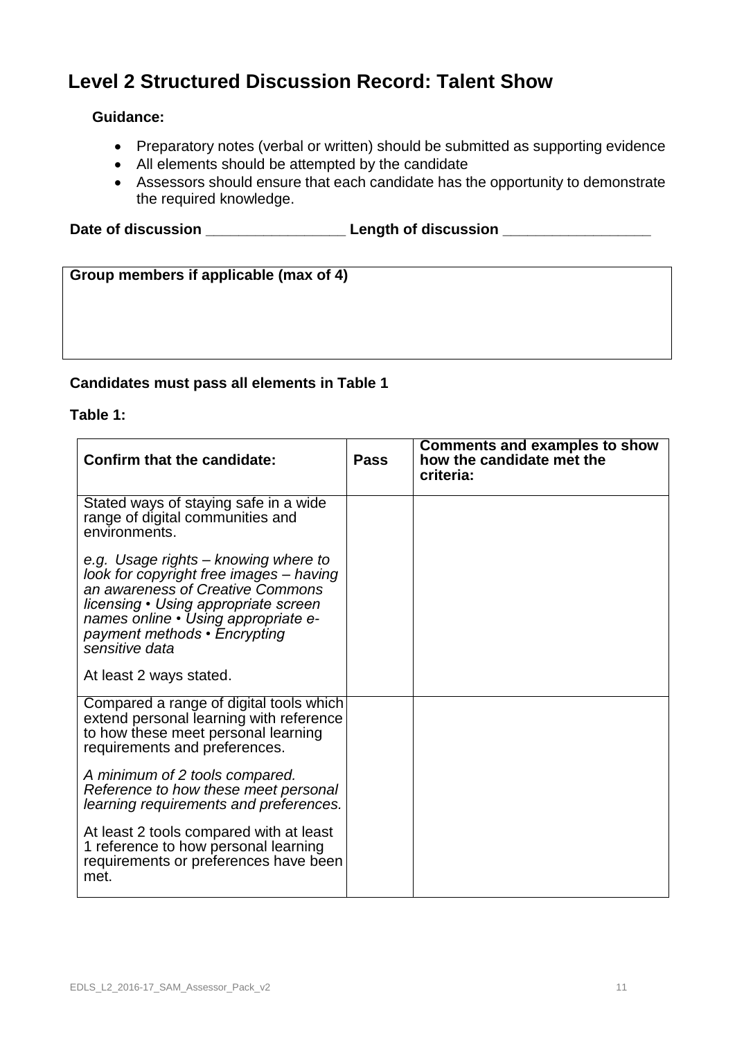# Level 2 Structured Discussion Record: Talent Show

**Guidance:**

- Preparatory notes (verbal or written) should be submitted as supporting evidence
- All elements should be attempted by the candidate
- Assessors should ensure that each candidate has the opportunity to demonstrate the required knowledge.

**Date of discussion _________________ Length of discussion __________________**

| Group members if applicable (max of 4) |
|---|
| |

**Candidates must pass all elements in Table 1**

**Table 1:**

| Confirm that the candidate: | Pass | Comments and examples to show how the candidate met the criteria: |
|---|---|---|
| Stated ways of staying safe in a wide range of digital communities and environments.<br><br>*e.g. Usage rights – knowing where to look for copyright free images – having an awareness of Creative Commons licensing • Using appropriate screen names online • Using appropriate e-payment methods • Encrypting sensitive data*<br><br>At least 2 ways stated. | | |
| Compared a range of digital tools which extend personal learning with reference to how these meet personal learning requirements and preferences.<br><br>*A minimum of 2 tools compared. Reference to how these meet personal learning requirements and preferences.*<br><br>At least 2 tools compared with at least 1 reference to how personal learning requirements or preferences have been met. | | |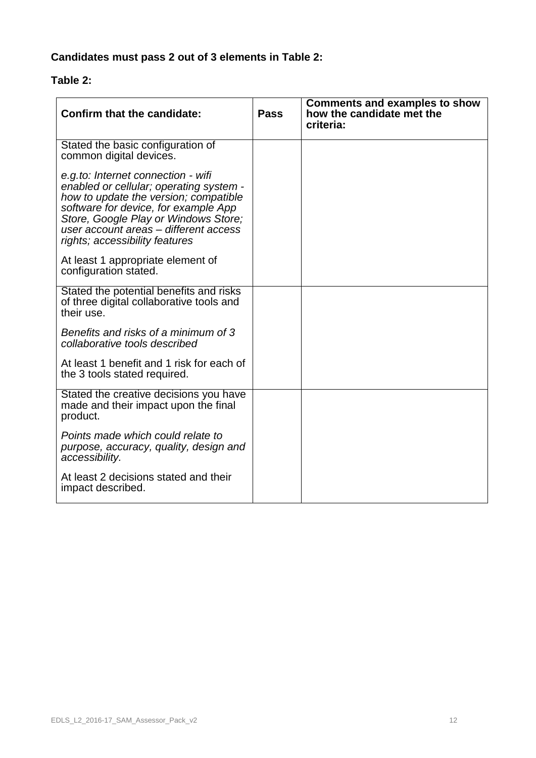**Candidates must pass 2 out of 3 elements in Table 2:**

**Table 2:**

| Confirm that the candidate: | Pass | Comments and examples to show how the candidate met the criteria: |
|---|---|---|
| Stated the basic configuration of common digital devices.<br><br>*e.g.to: Internet connection - wifi enabled or cellular; operating system - how to update the version; compatible software for device, for example App Store, Google Play or Windows Store; user account areas – different access rights; accessibility features*<br><br>At least 1 appropriate element of configuration stated. | | |
| Stated the potential benefits and risks of three digital collaborative tools and their use.<br><br>*Benefits and risks of a minimum of 3 collaborative tools described*<br><br>At least 1 benefit and 1 risk for each of the 3 tools stated required. | | |
| Stated the creative decisions you have made and their impact upon the final product.<br><br>*Points made which could relate to purpose, accuracy, quality, design and accessibility.*<br><br>At least 2 decisions stated and their impact described. | | |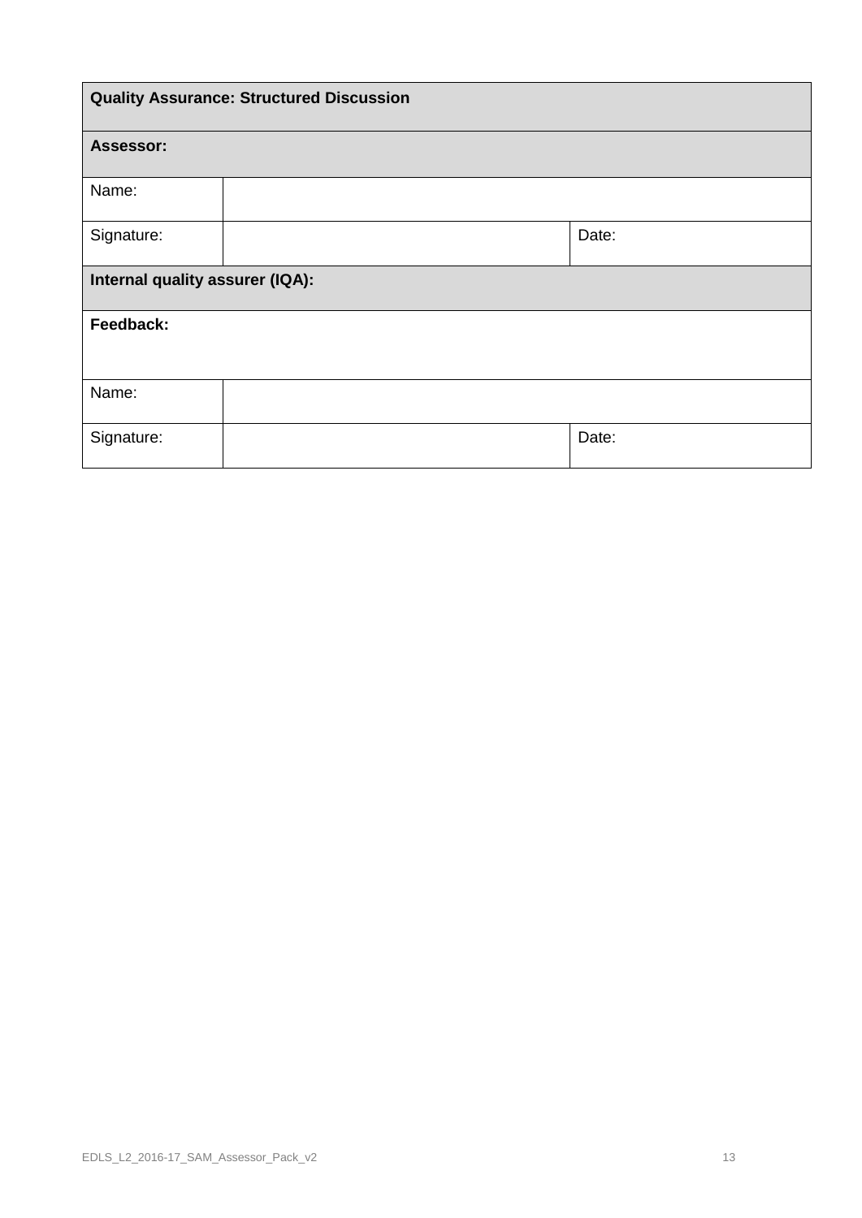| **Quality Assurance: Structured Discussion** | | |
|---|---|---|
| **Assessor:** | | |
| Name: | | |
| Signature: | | Date: |
| **Internal quality assurer (IQA):** | | |
| **Feedback:** | | |
| Name: | | |
| Signature: | | Date: |